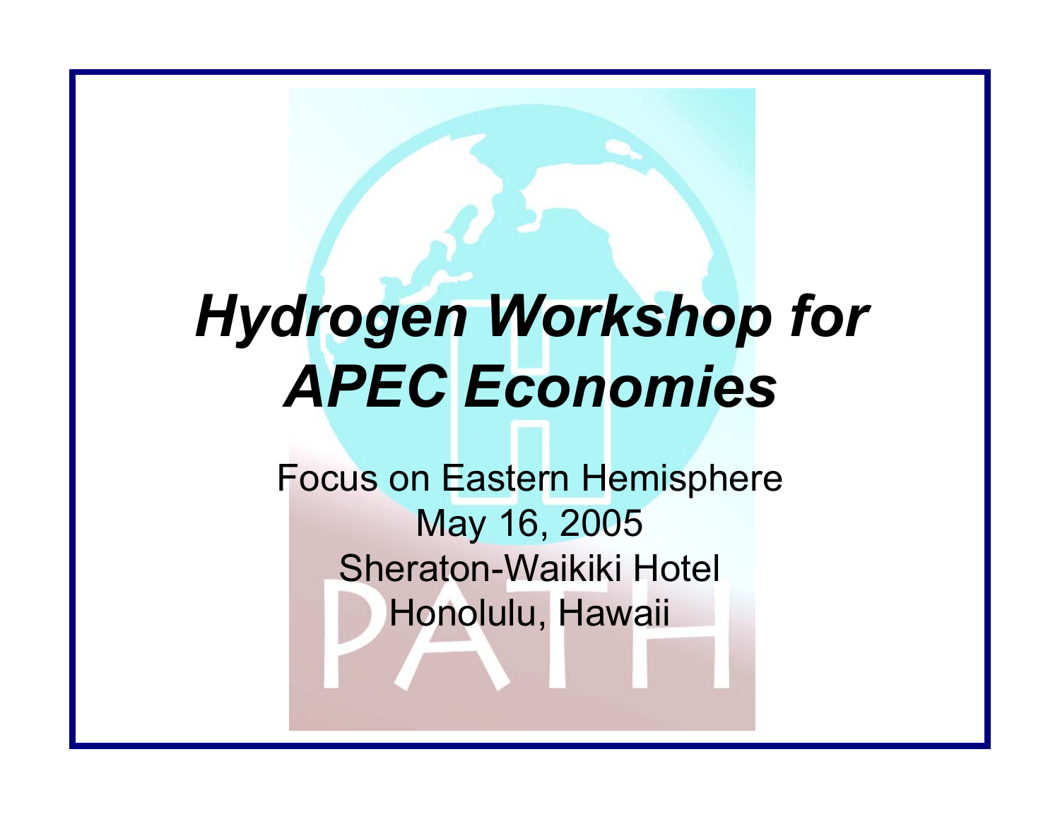# *Hydrogen Workshop for APEC Economies*

Focus on Eastern Hemisphere

May 16, 2005

Sheraton-Waikiki Hotel

Honolulu, Hawaii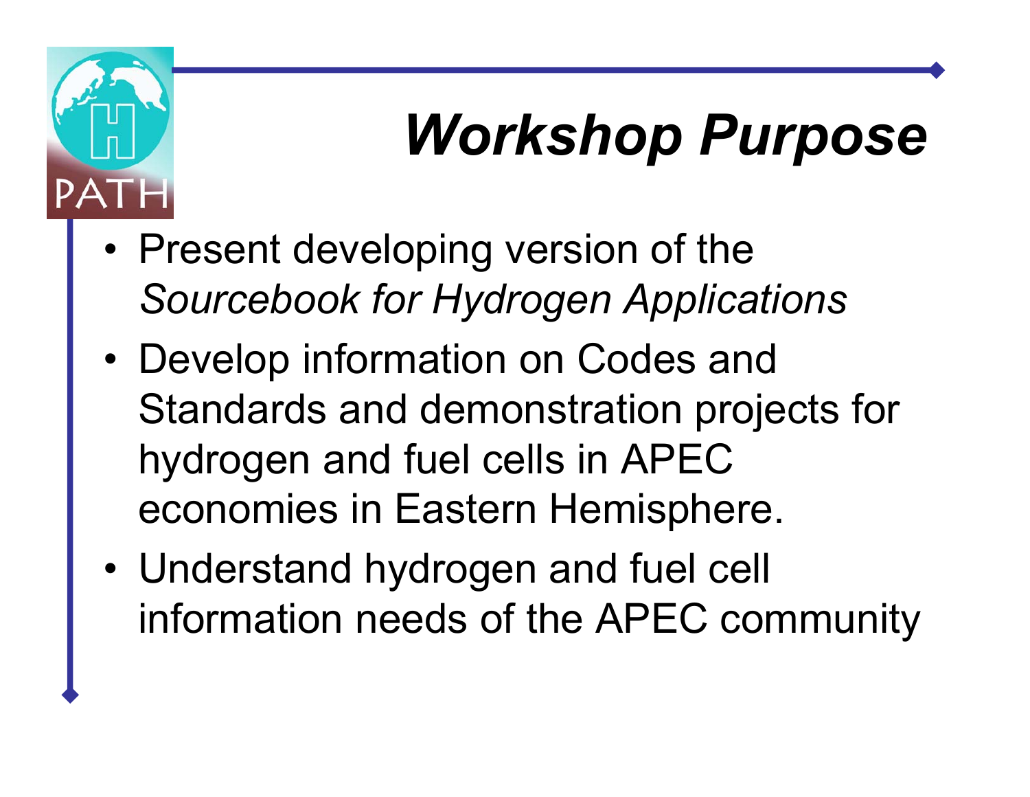# *Workshop Purpose*

- Present developing version of the *Sourcebook for Hydrogen Applications*
- Develop information on Codes and Standards and demonstration projects for hydrogen and fuel cells in APEC economies in Eastern Hemisphere.
- Understand hydrogen and fuel cell information needs of the APEC community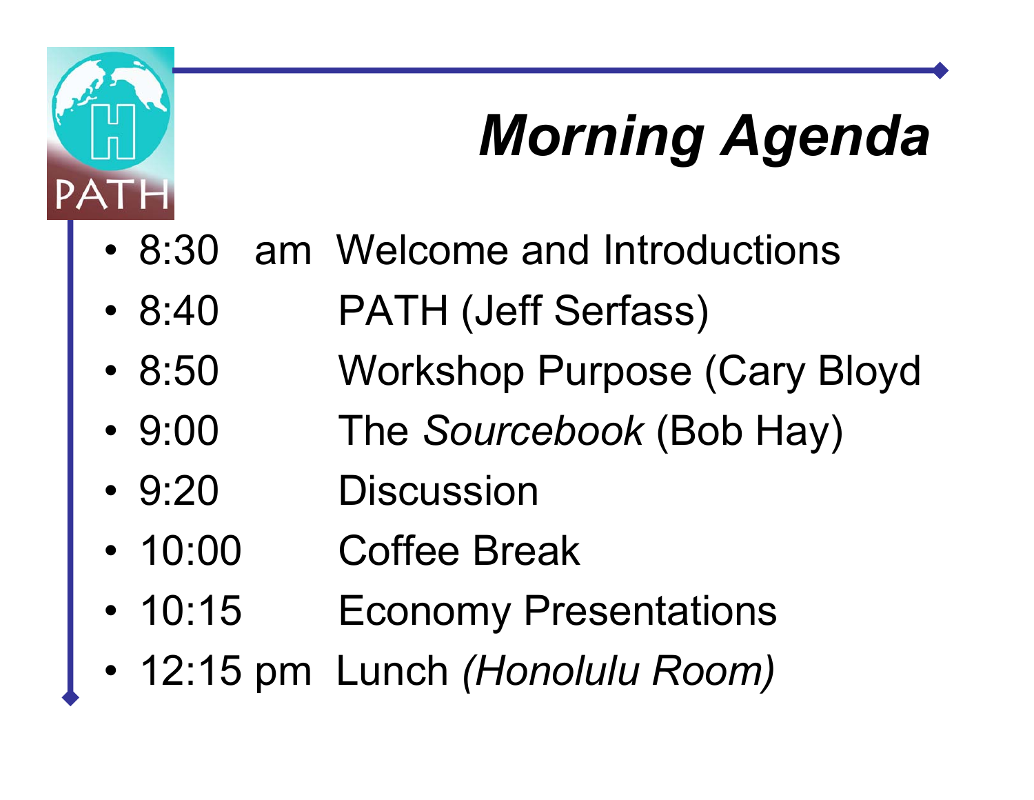# *Morning Agenda*

- 8:30 am Welcome and Introductions
- 8:40 PATH (Jeff Serfass)
- 8:50 Workshop Purpose (Cary Bloyd
- 9:00 The *Sourcebook* (Bob Hay)
- 9:20 Discussion
- 10:00 Coffee Break
- 10:15 Economy Presentations
- 12:15 pm Lunch *(Honolulu Room)*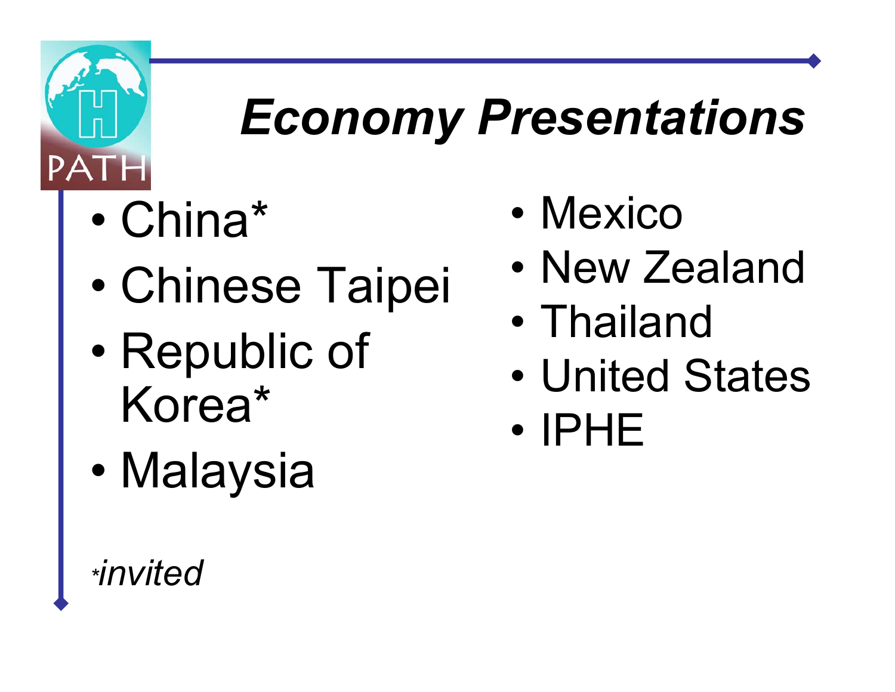# Economy Presentations

- China*
- Chinese Taipei
- Republic of Korea*
- Malaysia
- Mexico
- New Zealand
- Thailand
- United States
- IPHE

**invited*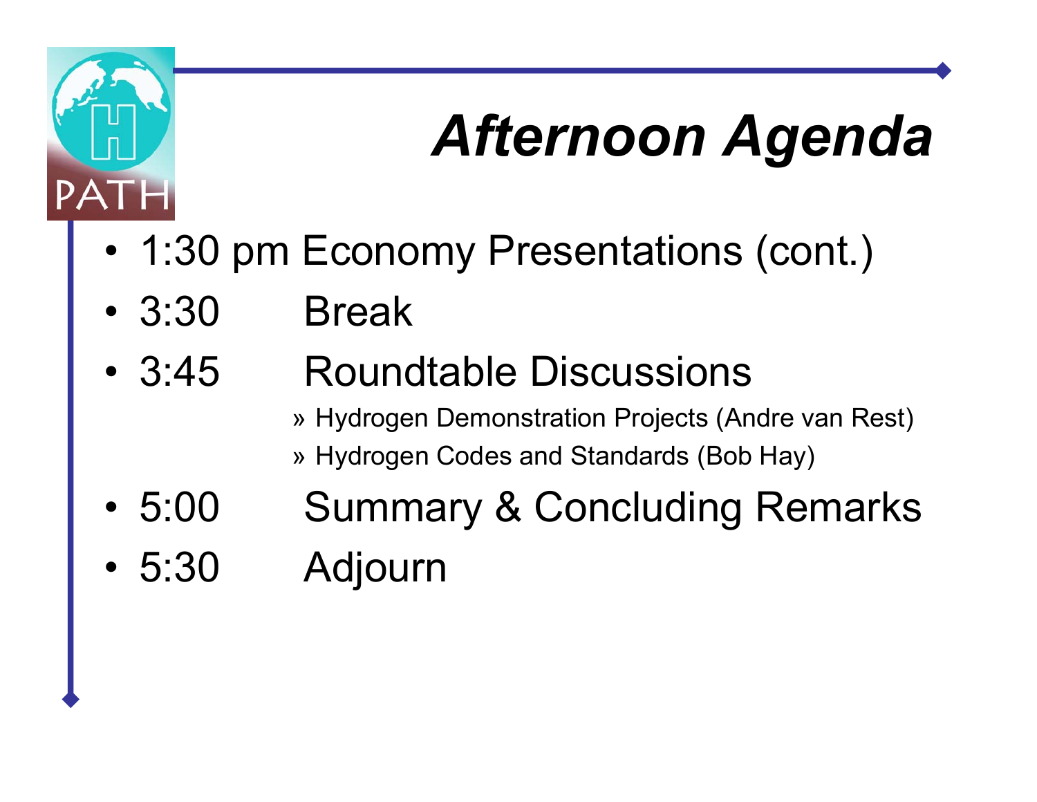# *Afternoon Agenda*

- 1:30 pm Economy Presentations (cont.)
- 3:30 Break
- 3:45 Roundtable Discussions
  - » Hydrogen Demonstration Projects (Andre van Rest)
  - » Hydrogen Codes and Standards (Bob Hay)
- 5:00 Summary & Concluding Remarks
- 5:30 Adjourn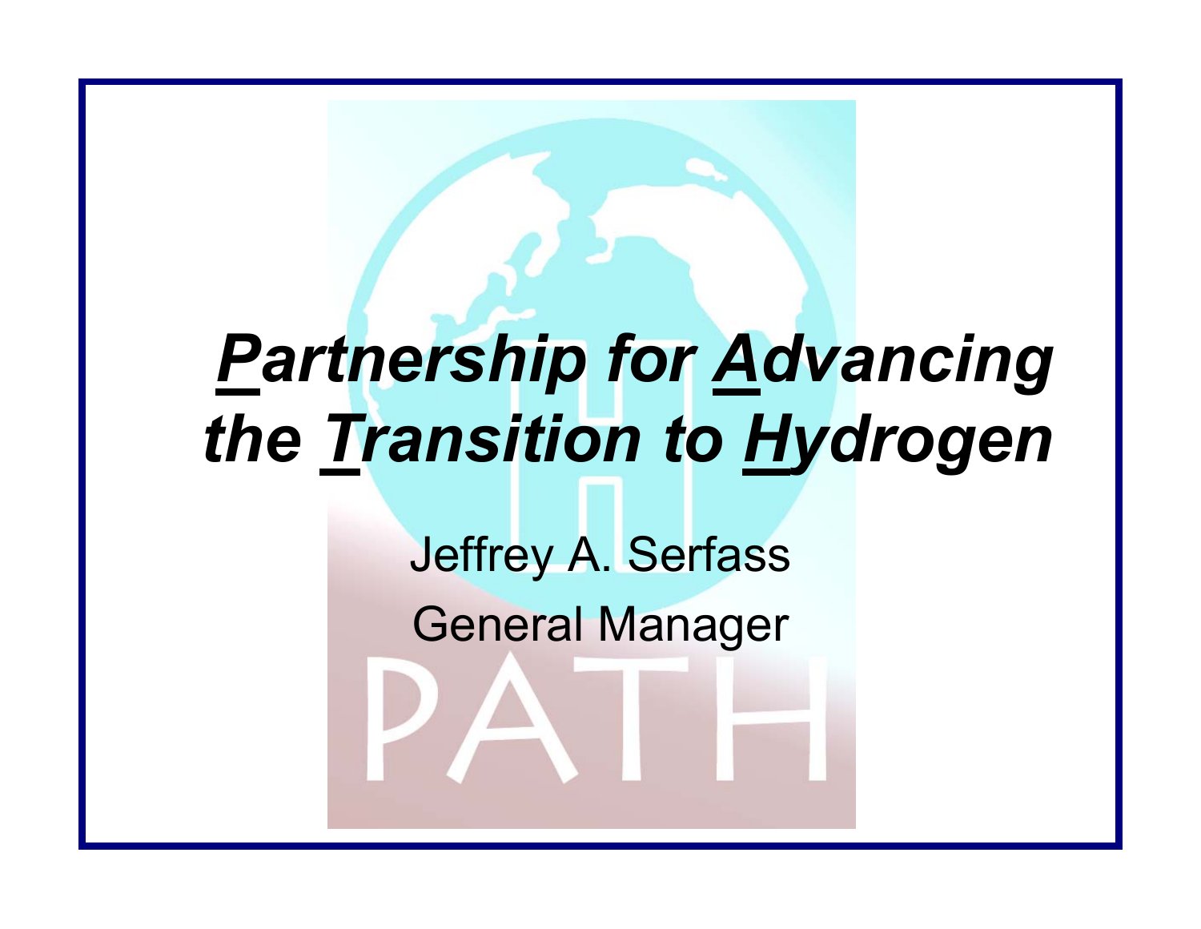# ***P**artnership for **A**dvancing the **T**ransition to **H**ydrogen*

Jeffrey A. Serfass

General Manager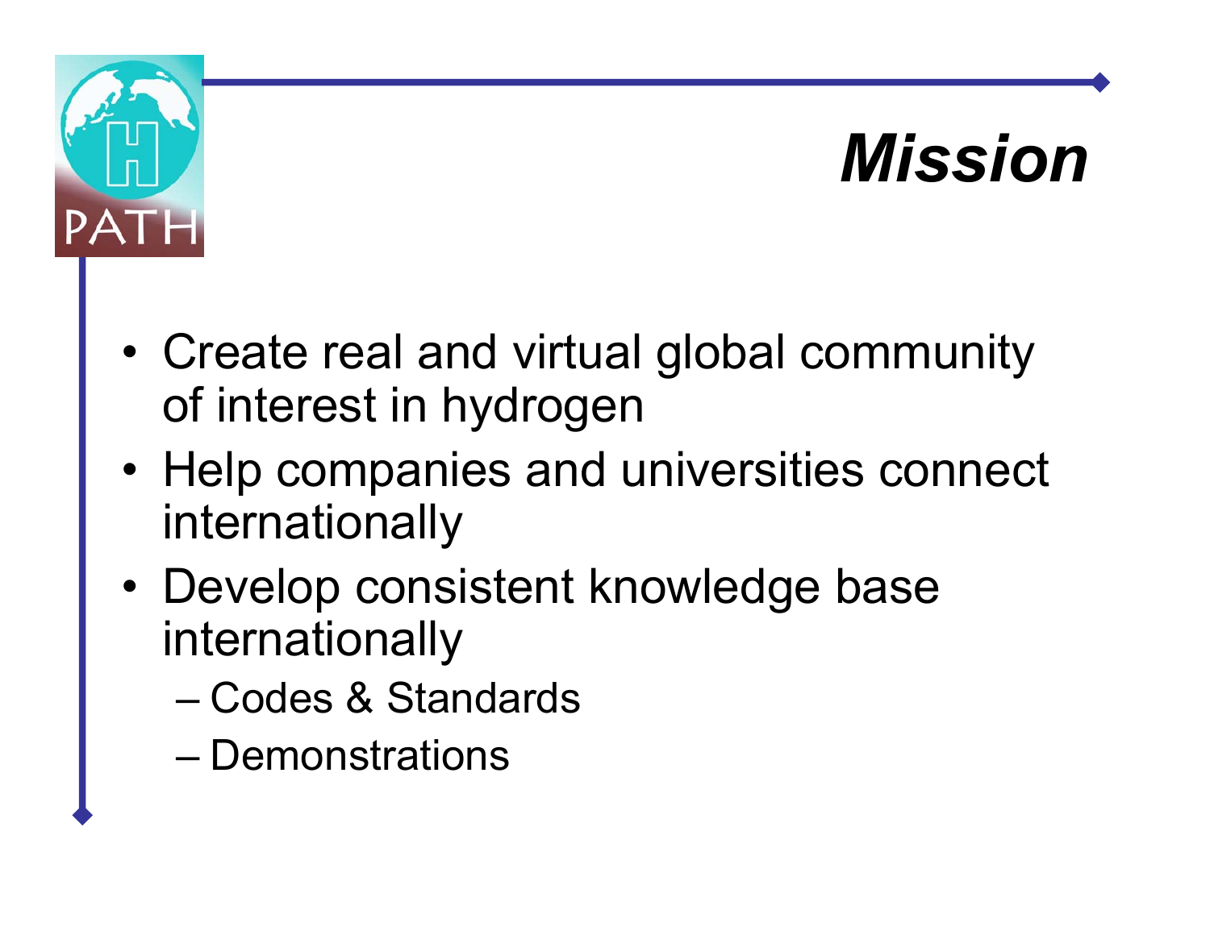# *Mission*

- Create real and virtual global community of interest in hydrogen
- Help companies and universities connect internationally
- Develop consistent knowledge base internationally
  - Codes & Standards
  - Demonstrations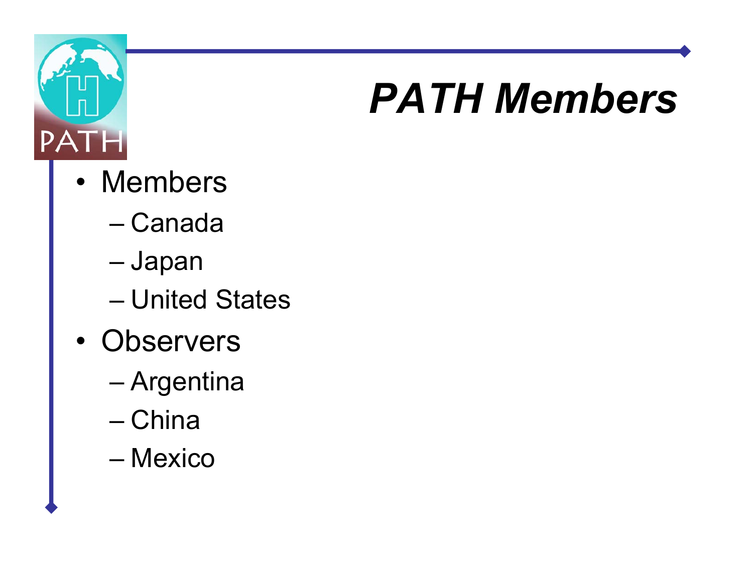# PATH Members

- Members
  - Canada
  - Japan
  - United States
- Observers
  - Argentina
  - China
  - Mexico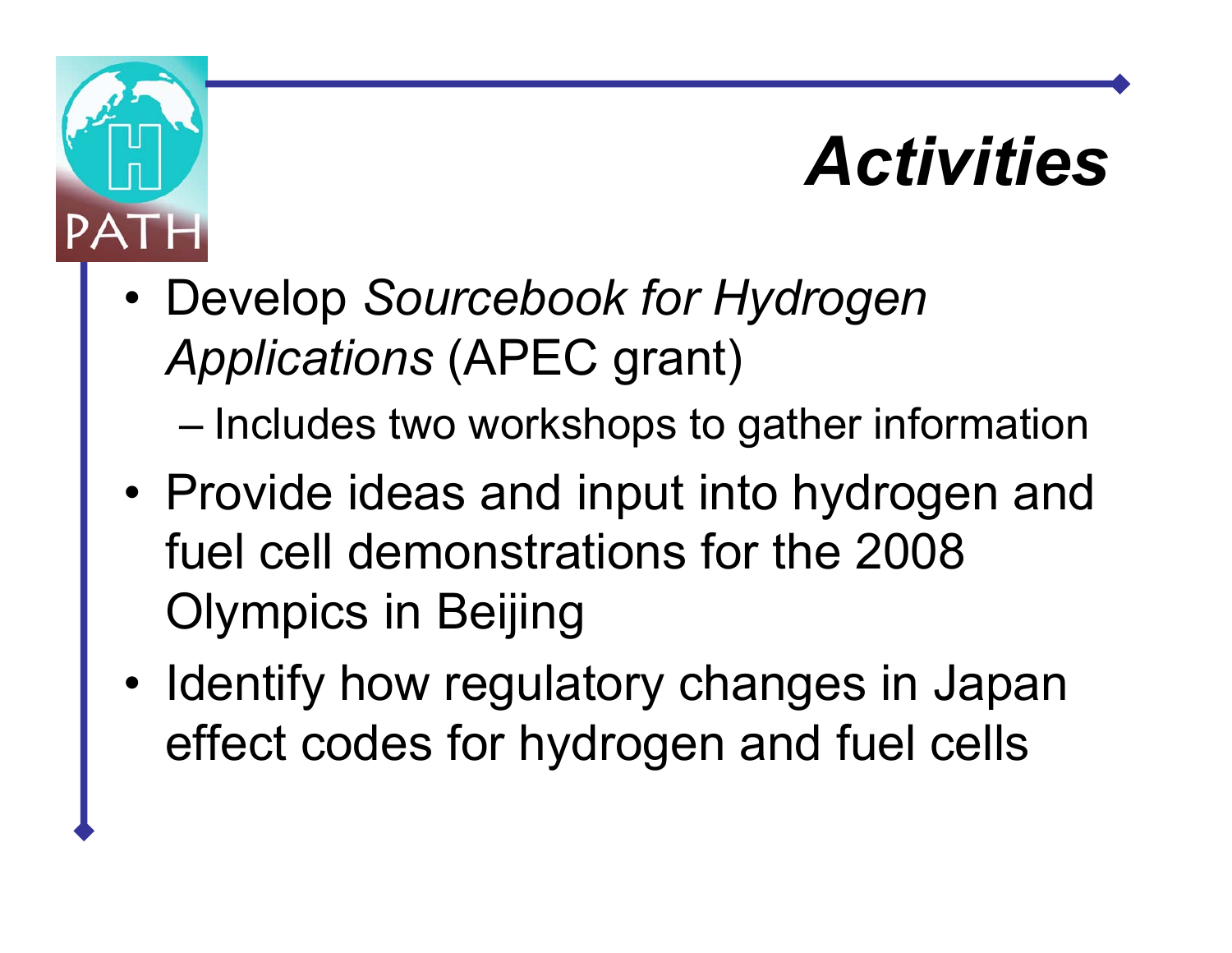# *Activities*

- Develop *Sourcebook for Hydrogen Applications* (APEC grant)
  - Includes two workshops to gather information
- Provide ideas and input into hydrogen and fuel cell demonstrations for the 2008 Olympics in Beijing
- Identify how regulatory changes in Japan effect codes for hydrogen and fuel cells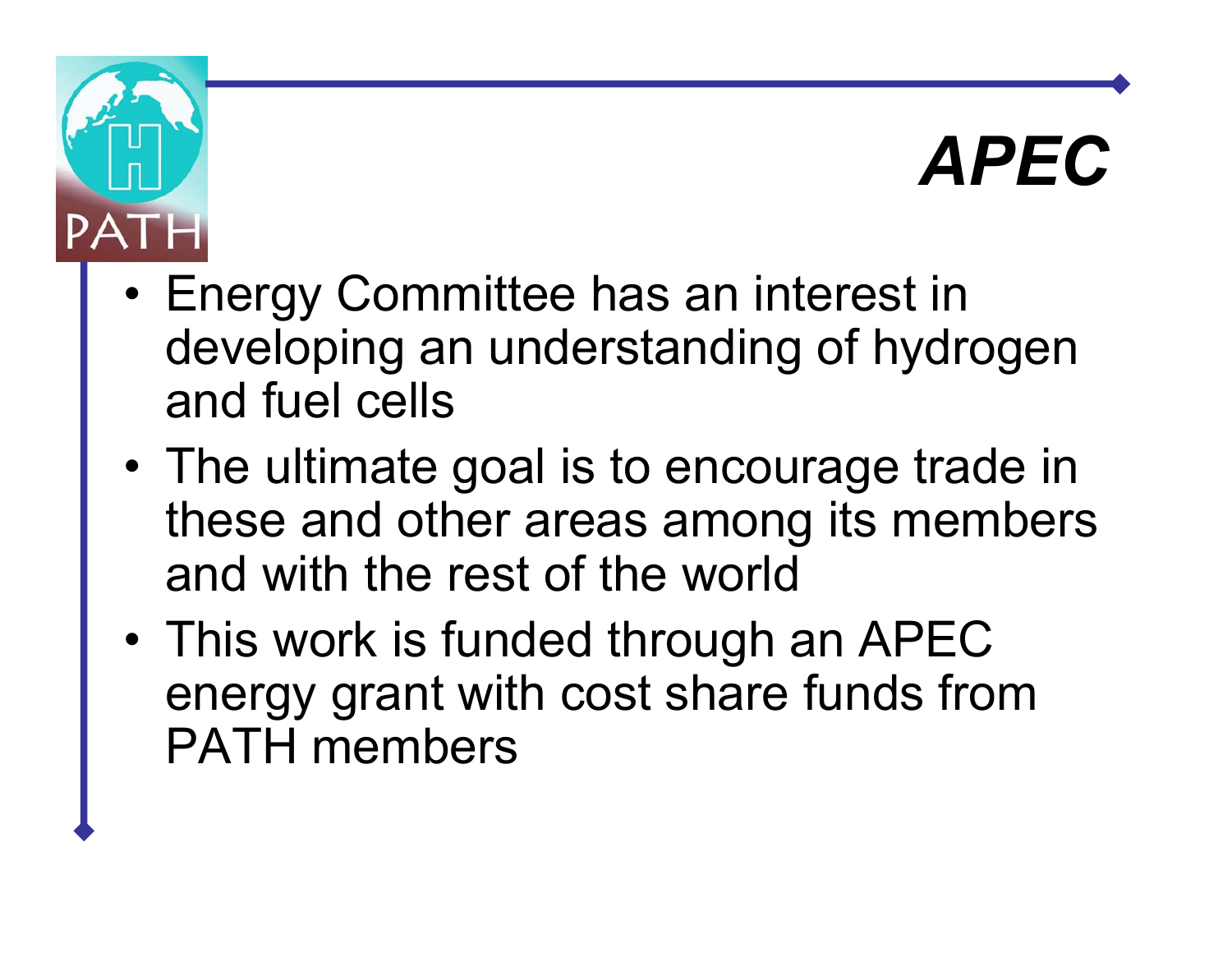# *APEC*

- Energy Committee has an interest in developing an understanding of hydrogen and fuel cells
- The ultimate goal is to encourage trade in these and other areas among its members and with the rest of the world
- This work is funded through an APEC energy grant with cost share funds from PATH members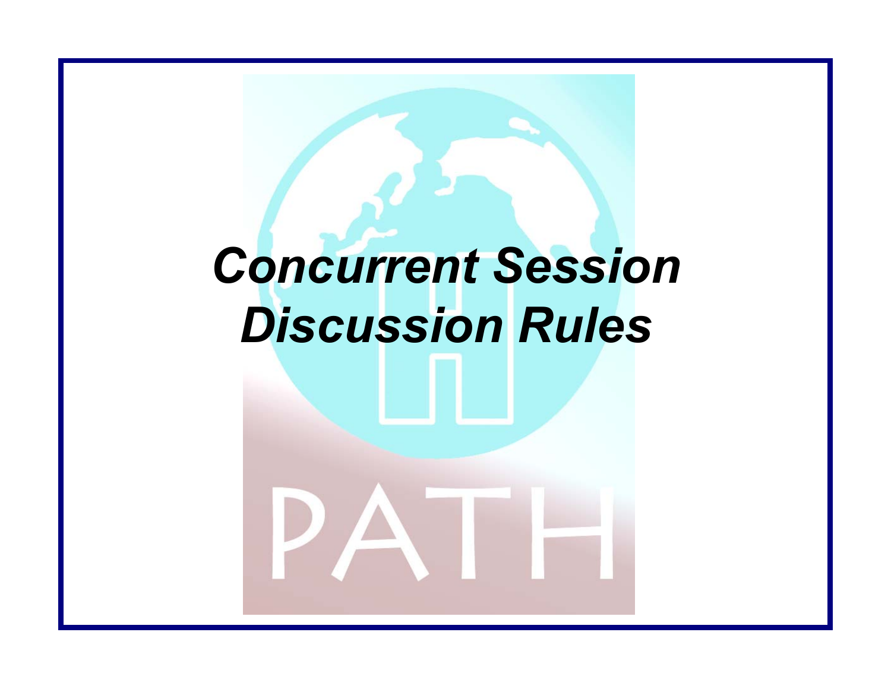# *Concurrent Session Discussion Rules*

PATH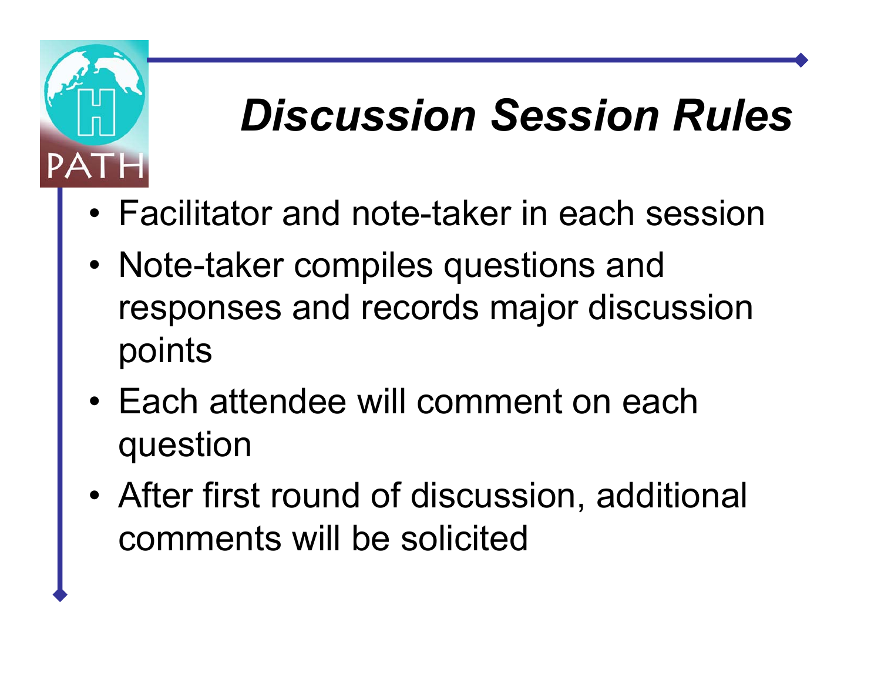# *Discussion Session Rules*

- Facilitator and note-taker in each session
- Note-taker compiles questions and responses and records major discussion points
- Each attendee will comment on each question
- After first round of discussion, additional comments will be solicited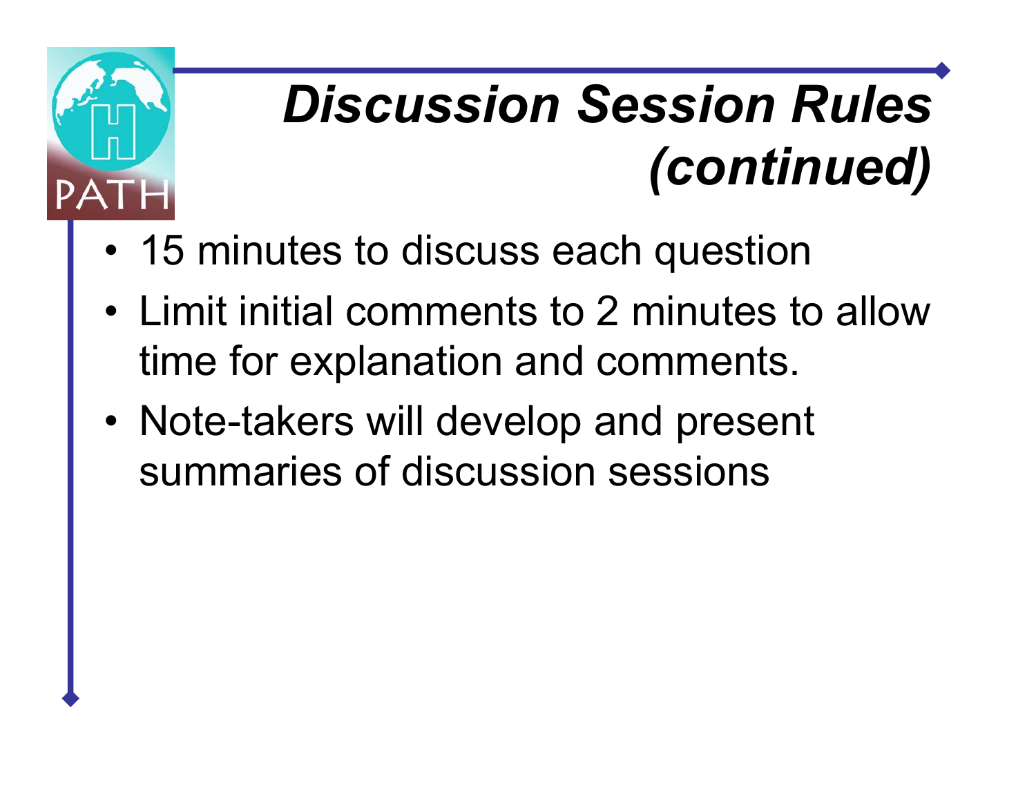# *Discussion Session Rules (continued)*

- 15 minutes to discuss each question
- Limit initial comments to 2 minutes to allow time for explanation and comments.
- Note-takers will develop and present summaries of discussion sessions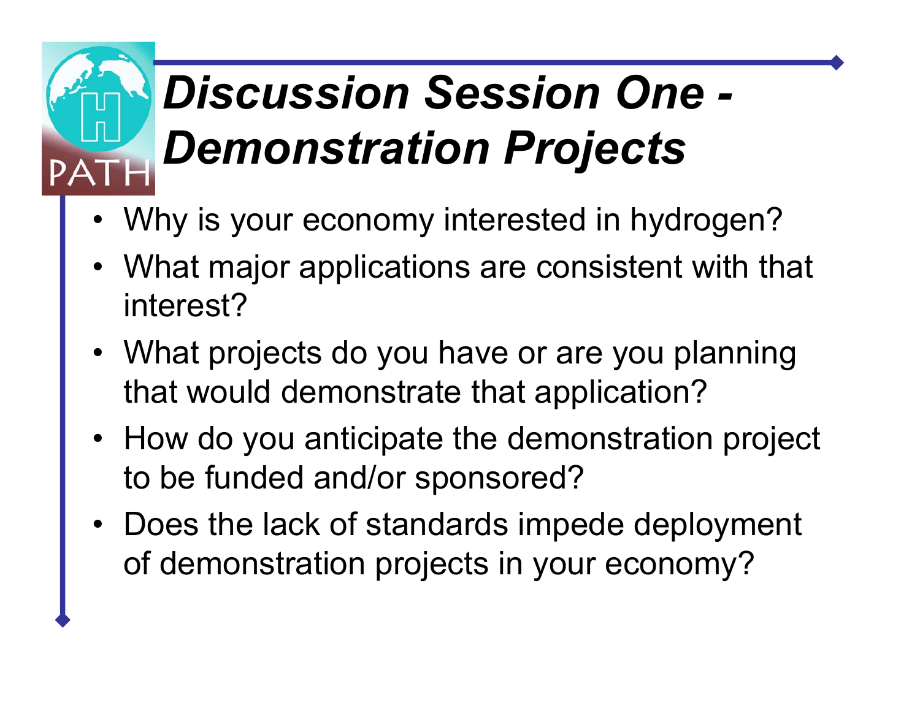# *Discussion Session One - Demonstration Projects*

- Why is your economy interested in hydrogen?
- What major applications are consistent with that interest?
- What projects do you have or are you planning that would demonstrate that application?
- How do you anticipate the demonstration project to be funded and/or sponsored?
- Does the lack of standards impede deployment of demonstration projects in your economy?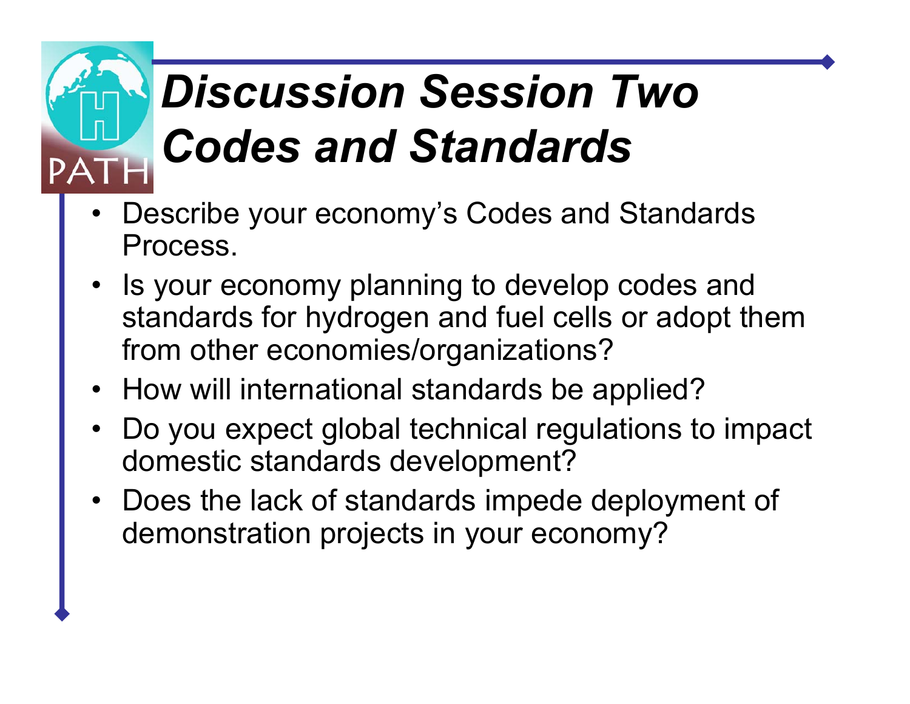# *Discussion Session Two Codes and Standards*

- Describe your economy's Codes and Standards Process.
- Is your economy planning to develop codes and standards for hydrogen and fuel cells or adopt them from other economies/organizations?
- How will international standards be applied?
- Do you expect global technical regulations to impact domestic standards development?
- Does the lack of standards impede deployment of demonstration projects in your economy?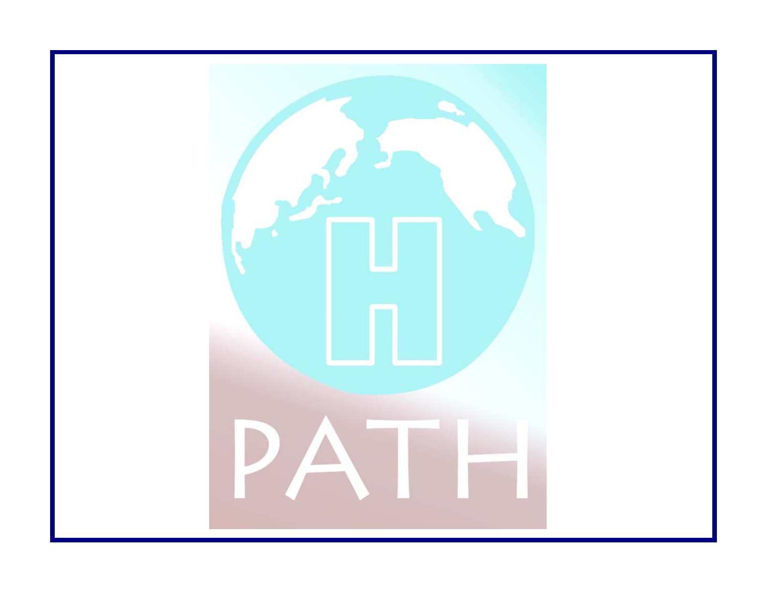PATH